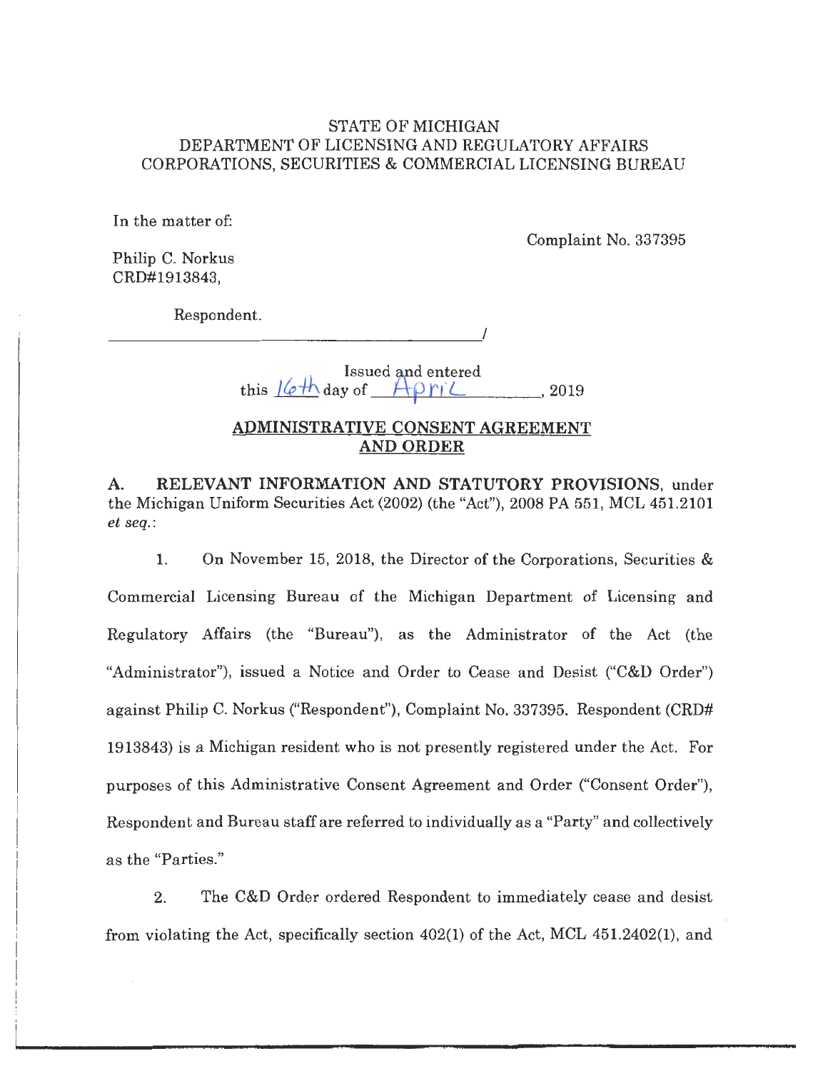STATE OF MICHIGAN
DEPARTMENT OF LICENSING AND REGULATORY AFFAIRS
CORPORATIONS, SECURITIES & COMMERCIAL LICENSING BUREAU

In the matter of:

Complaint No. 337395

Philip C. Norkus
CRD#1913843,

Respondent.

_______________________________________/

Issued and entered
this 16th day of April, 2019

## ADMINISTRATIVE CONSENT AGREEMENT AND ORDER

**A. RELEVANT INFORMATION AND STATUTORY PROVISIONS**, under the Michigan Uniform Securities Act (2002) (the "Act"), 2008 PA 551, MCL 451.2101 *et seq.*:

1. On November 15, 2018, the Director of the Corporations, Securities & Commercial Licensing Bureau of the Michigan Department of Licensing and Regulatory Affairs (the "Bureau"), as the Administrator of the Act (the "Administrator"), issued a Notice and Order to Cease and Desist ("C&D Order") against Philip C. Norkus ("Respondent"), Complaint No. 337395. Respondent (CRD# 1913843) is a Michigan resident who is not presently registered under the Act. For purposes of this Administrative Consent Agreement and Order ("Consent Order"), Respondent and Bureau staff are referred to individually as a "Party" and collectively as the "Parties."

2. The C&D Order ordered Respondent to immediately cease and desist from violating the Act, specifically section 402(1) of the Act, MCL 451.2402(1), and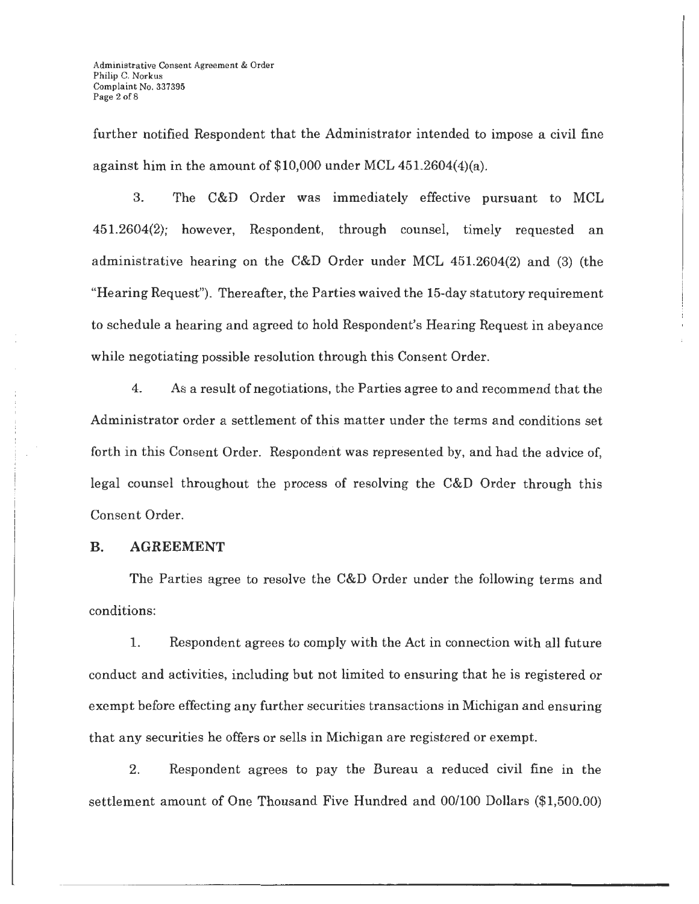further notified Respondent that the Administrator intended to impose a civil fine against him in the amount of $10,000 under MCL 451.2604(4)(a).

3. The C&D Order was immediately effective pursuant to MCL 451.2604(2); however, Respondent, through counsel, timely requested an administrative hearing on the C&D Order under MCL 451.2604(2) and (3) (the "Hearing Request"). Thereafter, the Parties waived the 15-day statutory requirement to schedule a hearing and agreed to hold Respondent's Hearing Request in abeyance while negotiating possible resolution through this Consent Order.

4. As a result of negotiations, the Parties agree to and recommend that the Administrator order a settlement of this matter under the terms and conditions set forth in this Consent Order. Respondent was represented by, and had the advice of, legal counsel throughout the process of resolving the C&D Order through this Consent Order.

## B. AGREEMENT

The Parties agree to resolve the C&D Order under the following terms and conditions:

1. Respondent agrees to comply with the Act in connection with all future conduct and activities, including but not limited to ensuring that he is registered or exempt before effecting any further securities transactions in Michigan and ensuring that any securities he offers or sells in Michigan are registered or exempt.

2. Respondent agrees to pay the Bureau a reduced civil fine in the settlement amount of One Thousand Five Hundred and 00/100 Dollars ($1,500.00)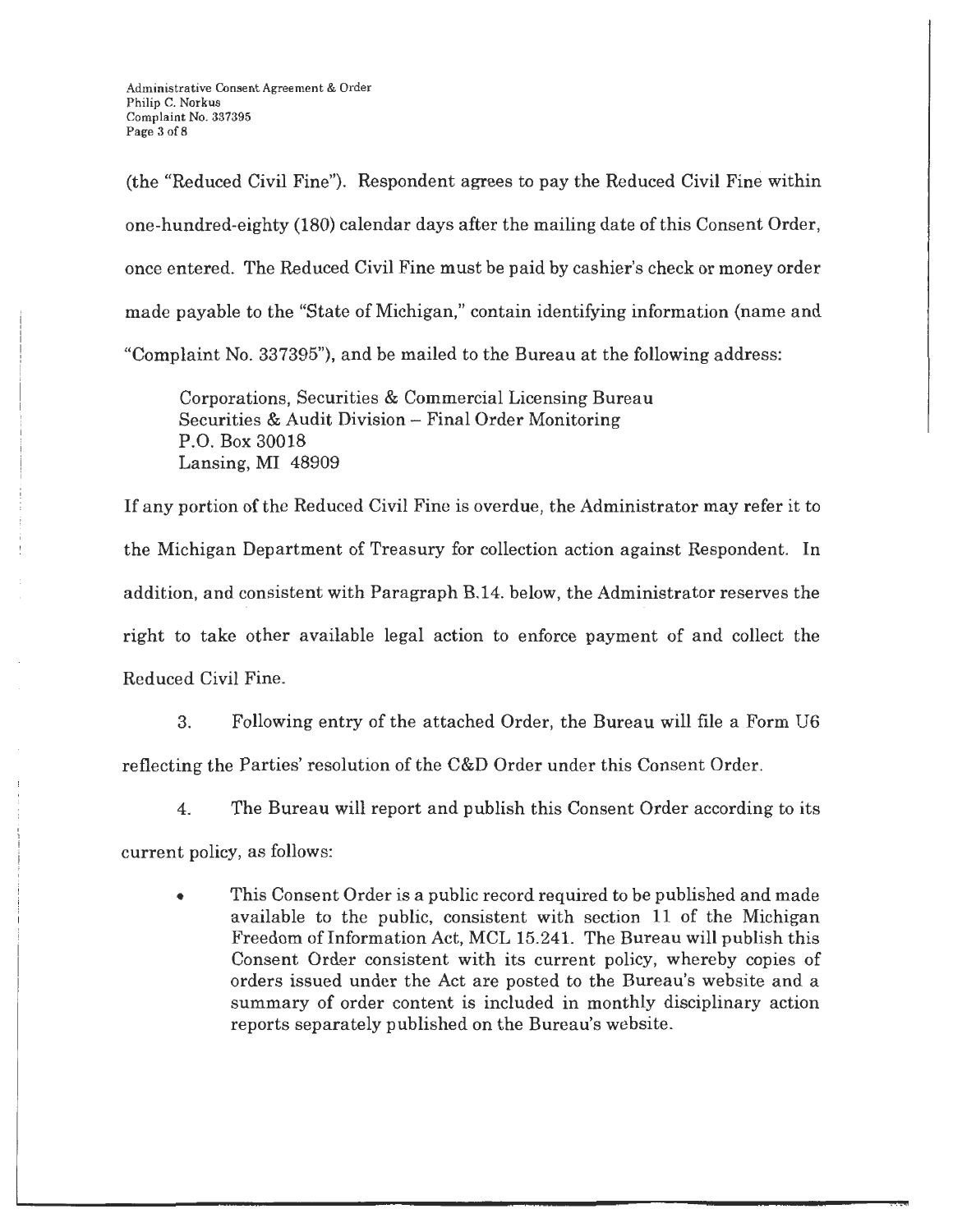(the "Reduced Civil Fine"). Respondent agrees to pay the Reduced Civil Fine within one-hundred-eighty (180) calendar days after the mailing date of this Consent Order, once entered. The Reduced Civil Fine must be paid by cashier's check or money order made payable to the "State of Michigan," contain identifying information (name and "Complaint No. 337395"), and be mailed to the Bureau at the following address:

Corporations, Securities & Commercial Licensing Bureau
Securities & Audit Division – Final Order Monitoring
P.O. Box 30018
Lansing, MI 48909

If any portion of the Reduced Civil Fine is overdue, the Administrator may refer it to the Michigan Department of Treasury for collection action against Respondent. In addition, and consistent with Paragraph B.14. below, the Administrator reserves the right to take other available legal action to enforce payment of and collect the Reduced Civil Fine.

3. Following entry of the attached Order, the Bureau will file a Form U6 reflecting the Parties' resolution of the C&D Order under this Consent Order.

4. The Bureau will report and publish this Consent Order according to its current policy, as follows:

- This Consent Order is a public record required to be published and made available to the public, consistent with section 11 of the Michigan Freedom of Information Act, MCL 15.241. The Bureau will publish this Consent Order consistent with its current policy, whereby copies of orders issued under the Act are posted to the Bureau's website and a summary of order content is included in monthly disciplinary action reports separately published on the Bureau's website.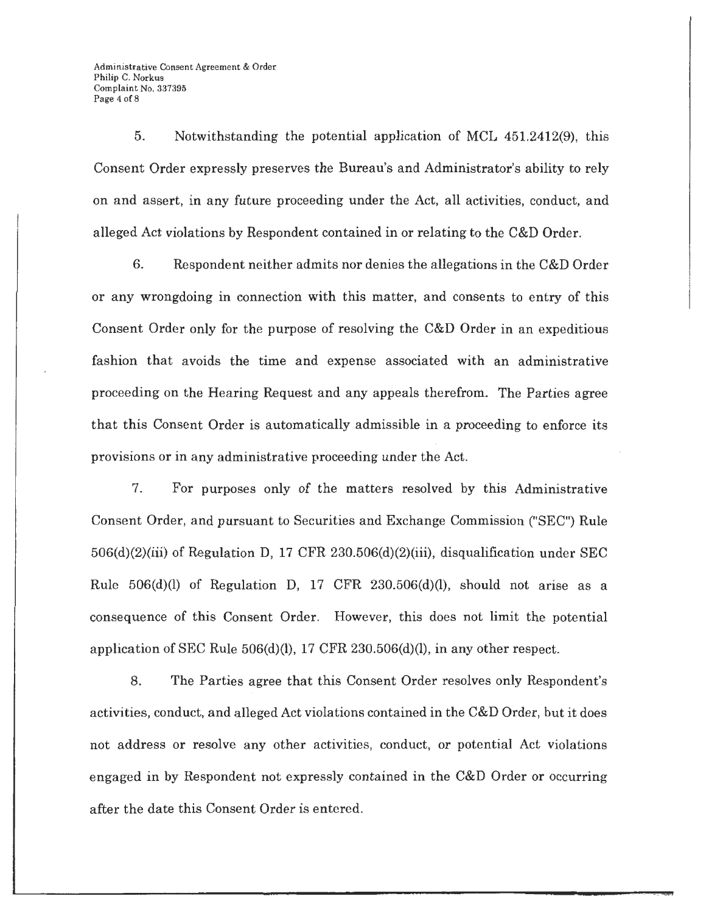5. Notwithstanding the potential application of MCL 451.2412(9), this Consent Order expressly preserves the Bureau's and Administrator's ability to rely on and assert, in any future proceeding under the Act, all activities, conduct, and alleged Act violations by Respondent contained in or relating to the C&D Order.

6. Respondent neither admits nor denies the allegations in the C&D Order or any wrongdoing in connection with this matter, and consents to entry of this Consent Order only for the purpose of resolving the C&D Order in an expeditious fashion that avoids the time and expense associated with an administrative proceeding on the Hearing Request and any appeals therefrom. The Parties agree that this Consent Order is automatically admissible in a proceeding to enforce its provisions or in any administrative proceeding under the Act.

7. For purposes only of the matters resolved by this Administrative Consent Order, and pursuant to Securities and Exchange Commission ("SEC") Rule 506(d)(2)(iii) of Regulation D, 17 CFR 230.506(d)(2)(iii), disqualification under SEC Rule 506(d)(l) of Regulation D, 17 CFR 230.506(d)(l), should not arise as a consequence of this Consent Order. However, this does not limit the potential application of SEC Rule 506(d)(l), 17 CFR 230.506(d)(l), in any other respect.

8. The Parties agree that this Consent Order resolves only Respondent's activities, conduct, and alleged Act violations contained in the C&D Order, but it does not address or resolve any other activities, conduct, or potential Act violations engaged in by Respondent not expressly contained in the C&D Order or occurring after the date this Consent Order is entered.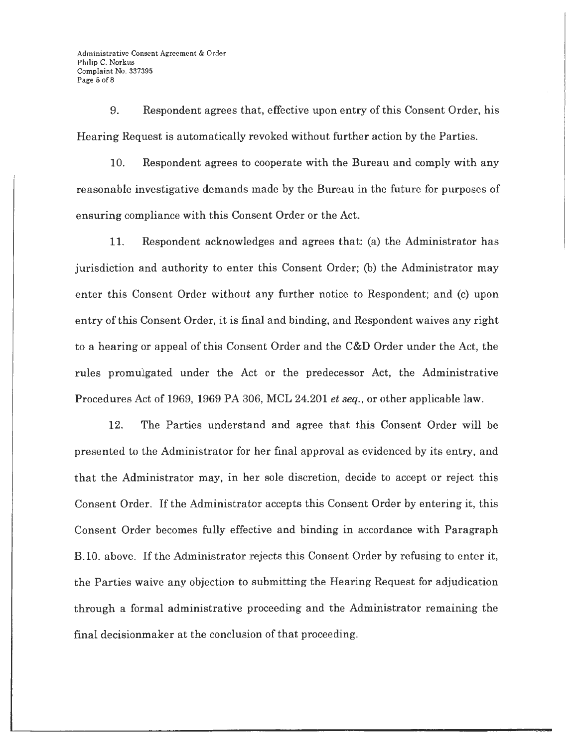9. Respondent agrees that, effective upon entry of this Consent Order, his Hearing Request is automatically revoked without further action by the Parties.

10. Respondent agrees to cooperate with the Bureau and comply with any reasonable investigative demands made by the Bureau in the future for purposes of ensuring compliance with this Consent Order or the Act.

11. Respondent acknowledges and agrees that: (a) the Administrator has jurisdiction and authority to enter this Consent Order; (b) the Administrator may enter this Consent Order without any further notice to Respondent; and (c) upon entry of this Consent Order, it is final and binding, and Respondent waives any right to a hearing or appeal of this Consent Order and the C&D Order under the Act, the rules promulgated under the Act or the predecessor Act, the Administrative Procedures Act of 1969, 1969 PA 306, MCL 24.201 *et seq.*, or other applicable law.

12. The Parties understand and agree that this Consent Order will be presented to the Administrator for her final approval as evidenced by its entry, and that the Administrator may, in her sole discretion, decide to accept or reject this Consent Order. If the Administrator accepts this Consent Order by entering it, this Consent Order becomes fully effective and binding in accordance with Paragraph B.10. above. If the Administrator rejects this Consent Order by refusing to enter it, the Parties waive any objection to submitting the Hearing Request for adjudication through a formal administrative proceeding and the Administrator remaining the final decisionmaker at the conclusion of that proceeding.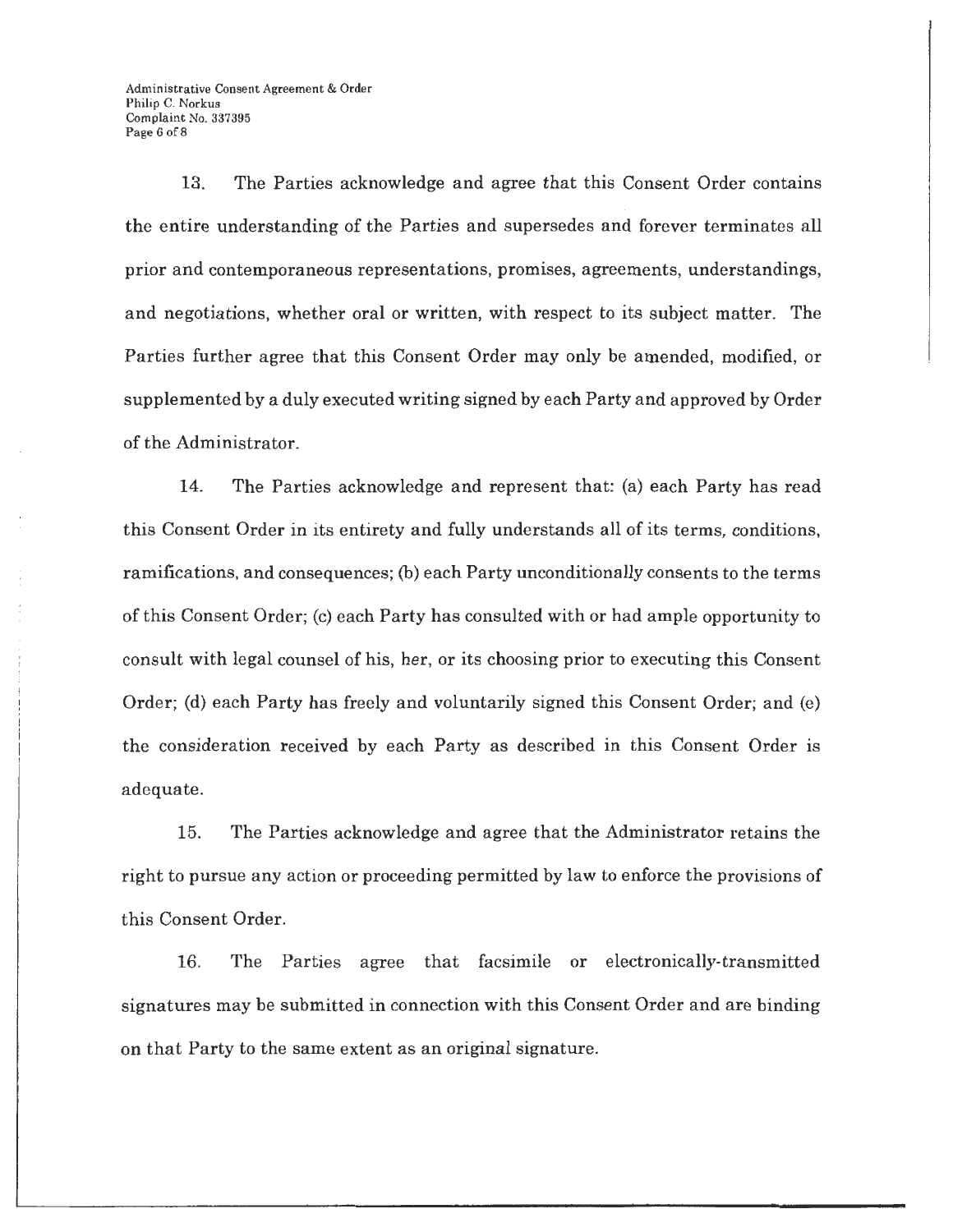13. The Parties acknowledge and agree that this Consent Order contains the entire understanding of the Parties and supersedes and forever terminates all prior and contemporaneous representations, promises, agreements, understandings, and negotiations, whether oral or written, with respect to its subject matter. The Parties further agree that this Consent Order may only be amended, modified, or supplemented by a duly executed writing signed by each Party and approved by Order of the Administrator.

14. The Parties acknowledge and represent that: (a) each Party has read this Consent Order in its entirety and fully understands all of its terms, conditions, ramifications, and consequences; (b) each Party unconditionally consents to the terms of this Consent Order; (c) each Party has consulted with or had ample opportunity to consult with legal counsel of his, her, or its choosing prior to executing this Consent Order; (d) each Party has freely and voluntarily signed this Consent Order; and (e) the consideration received by each Party as described in this Consent Order is adequate.

15. The Parties acknowledge and agree that the Administrator retains the right to pursue any action or proceeding permitted by law to enforce the provisions of this Consent Order.

16. The Parties agree that facsimile or electronically-transmitted signatures may be submitted in connection with this Consent Order and are binding on that Party to the same extent as an original signature.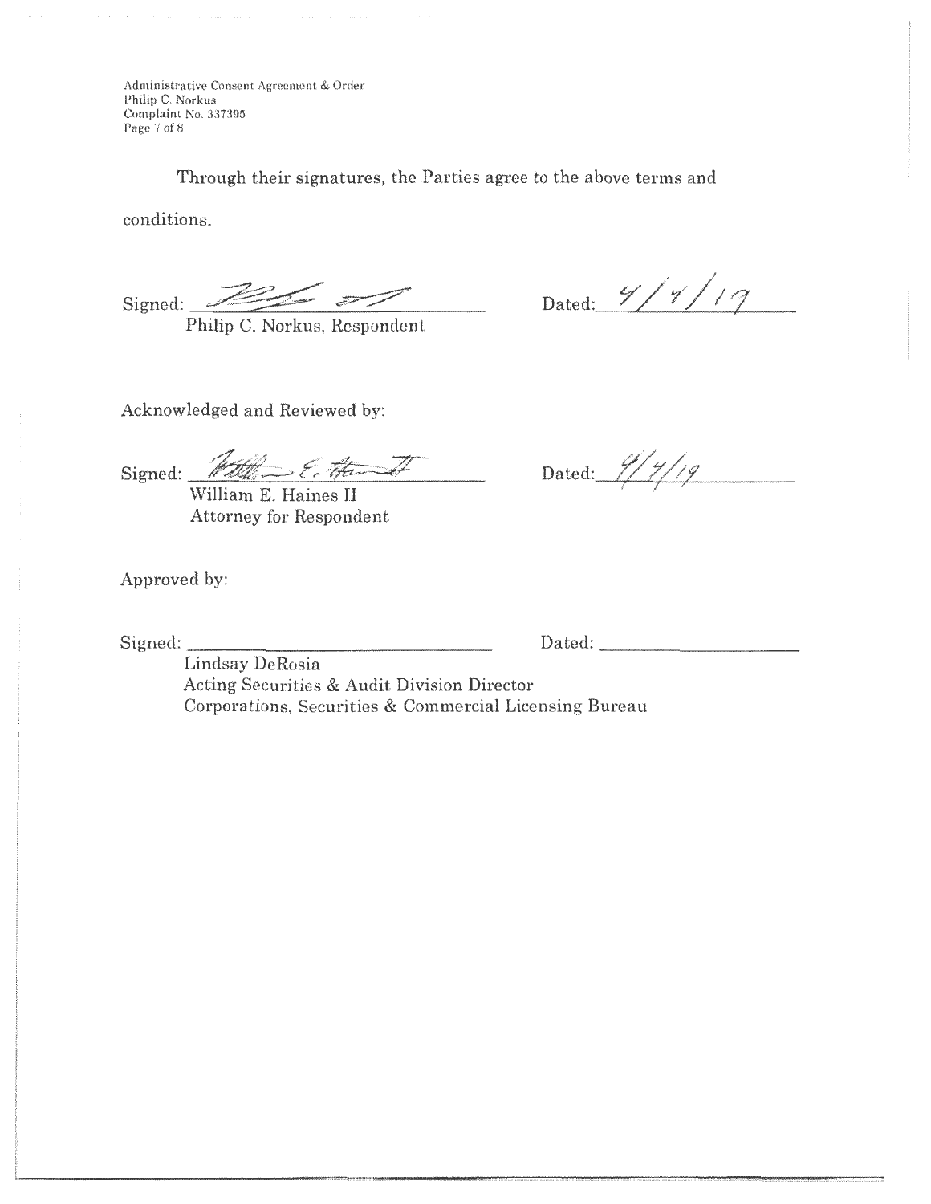Through their signatures, the Parties agree to the above terms and conditions.

Signed: ______________________ Dated: 4/4/19
Philip C. Norkus, Respondent

Acknowledged and Reviewed by:

Signed: ______________________ Dated: 4/4/19
William E. Haines II
Attorney for Respondent

Approved by:

Signed: ______________________ Dated: ______________
Lindsay DeRosia
Acting Securities & Audit Division Director
Corporations, Securities & Commercial Licensing Bureau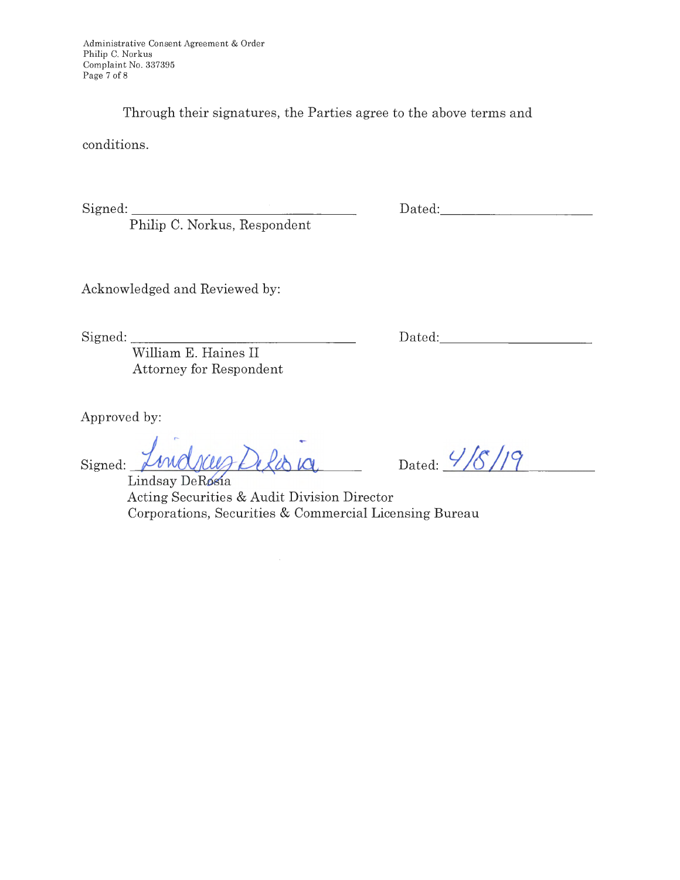Through their signatures, the Parties agree to the above terms and conditions.

Signed: ______________________________ Dated: ____________________
Philip C. Norkus, Respondent

Acknowledged and Reviewed by:

Signed: ______________________________ Dated: ____________________
William E. Haines II
Attorney for Respondent

Approved by:

Signed: Lindsay DeRosia Dated: 4/8/19
Lindsay DeRosia
Acting Securities & Audit Division Director
Corporations, Securities & Commercial Licensing Bureau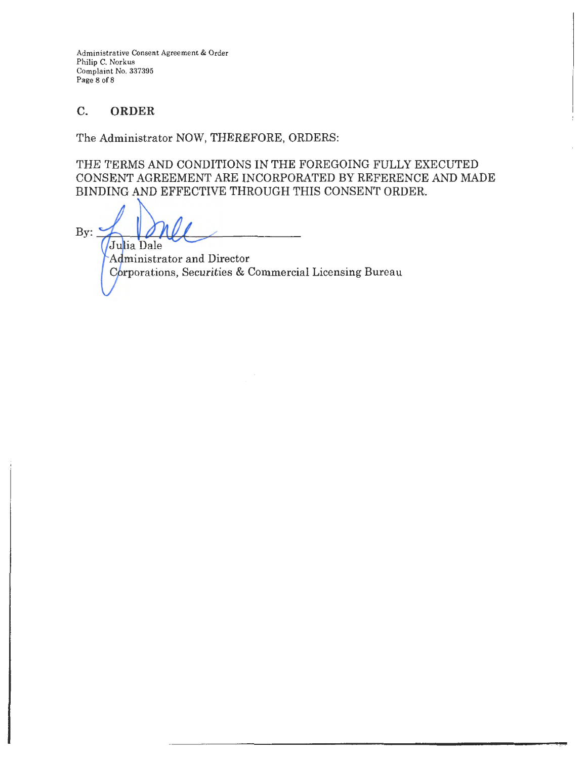## C. ORDER

The Administrator NOW, THEREFORE, ORDERS:

THE TERMS AND CONDITIONS IN THE FOREGOING FULLY EXECUTED CONSENT AGREEMENT ARE INCORPORATED BY REFERENCE AND MADE BINDING AND EFFECTIVE THROUGH THIS CONSENT ORDER.

By: ______________________

Julia Dale
Administrator and Director
Corporations, Securities & Commercial Licensing Bureau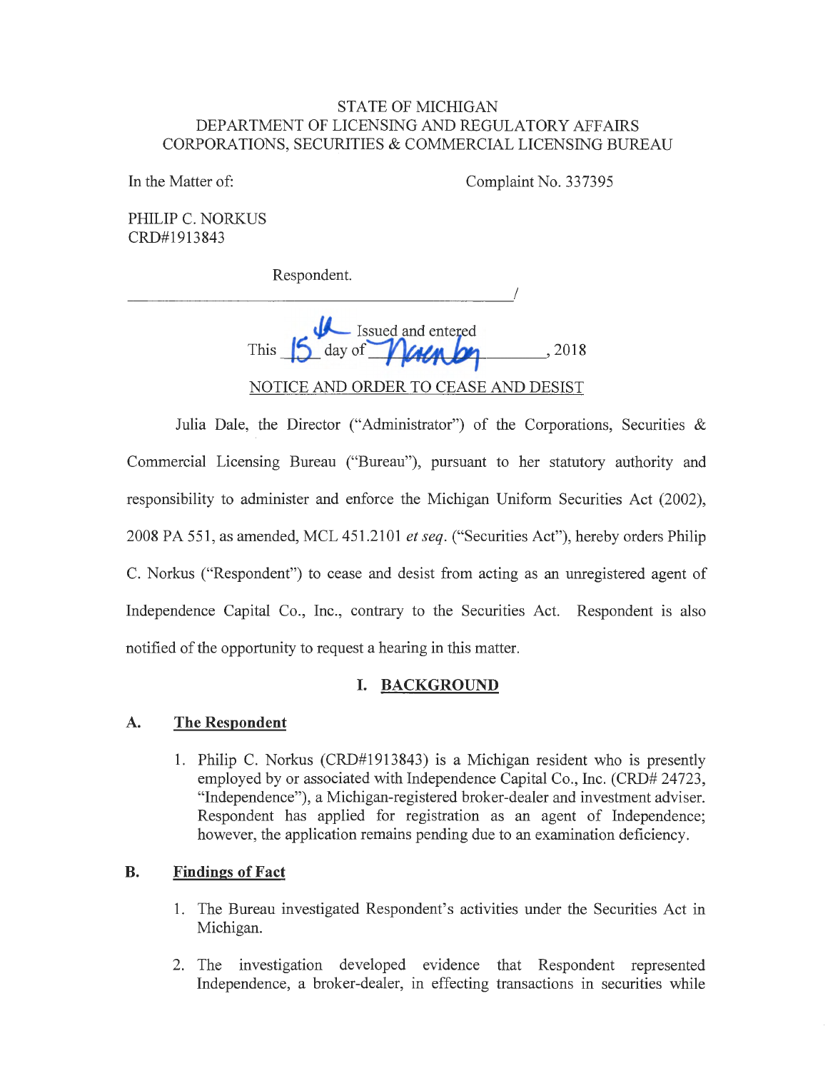STATE OF MICHIGAN
DEPARTMENT OF LICENSING AND REGULATORY AFFAIRS
CORPORATIONS, SECURITIES & COMMERCIAL LICENSING BUREAU

In the Matter of:

Complaint No. 337395

PHILIP C. NORKUS
CRD#1913843

Respondent.

_______________________________________/

This 15th day of November, 2018 Issued and entered

NOTICE AND ORDER TO CEASE AND DESIST

Julia Dale, the Director ("Administrator") of the Corporations, Securities & Commercial Licensing Bureau ("Bureau"), pursuant to her statutory authority and responsibility to administer and enforce the Michigan Uniform Securities Act (2002), 2008 PA 551, as amended, MCL 451.2101 *et seq.* ("Securities Act"), hereby orders Philip C. Norkus ("Respondent") to cease and desist from acting as an unregistered agent of Independence Capital Co., Inc., contrary to the Securities Act. Respondent is also notified of the opportunity to request a hearing in this matter.

## I. BACKGROUND

### A. The Respondent

1. Philip C. Norkus (CRD#1913843) is a Michigan resident who is presently employed by or associated with Independence Capital Co., Inc. (CRD# 24723, "Independence"), a Michigan-registered broker-dealer and investment adviser. Respondent has applied for registration as an agent of Independence; however, the application remains pending due to an examination deficiency.

### B. Findings of Fact

1. The Bureau investigated Respondent's activities under the Securities Act in Michigan.

2. The investigation developed evidence that Respondent represented Independence, a broker-dealer, in effecting transactions in securities while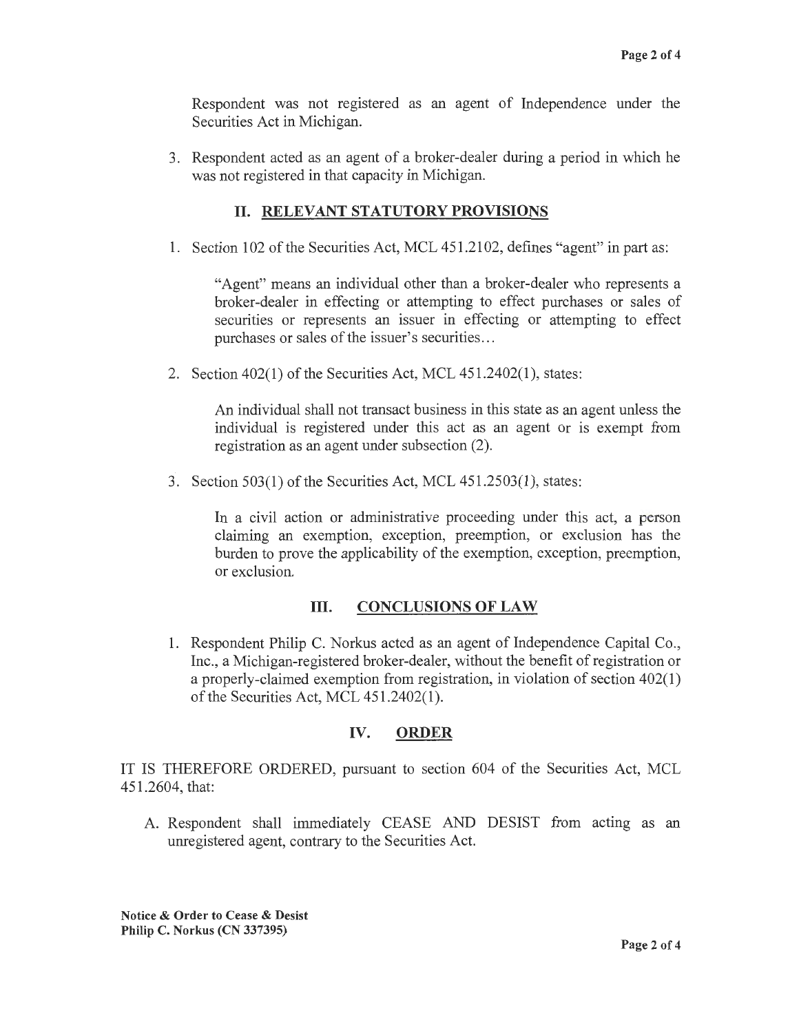Respondent was not registered as an agent of Independence under the Securities Act in Michigan.

3. Respondent acted as an agent of a broker-dealer during a period in which he was not registered in that capacity in Michigan.

## II. RELEVANT STATUTORY PROVISIONS

1. Section 102 of the Securities Act, MCL 451.2102, defines "agent" in part as:

   > "Agent" means an individual other than a broker-dealer who represents a broker-dealer in effecting or attempting to effect purchases or sales of securities or represents an issuer in effecting or attempting to effect purchases or sales of the issuer's securities…

2. Section 402(1) of the Securities Act, MCL 451.2402(1), states:

   > An individual shall not transact business in this state as an agent unless the individual is registered under this act as an agent or is exempt from registration as an agent under subsection (2).

3. Section 503(1) of the Securities Act, MCL 451.2503(1), states:

   > In a civil action or administrative proceeding under this act, a person claiming an exemption, exception, preemption, or exclusion has the burden to prove the applicability of the exemption, exception, preemption, or exclusion.

## III. CONCLUSIONS OF LAW

1. Respondent Philip C. Norkus acted as an agent of Independence Capital Co., Inc., a Michigan-registered broker-dealer, without the benefit of registration or a properly-claimed exemption from registration, in violation of section 402(1) of the Securities Act, MCL 451.2402(1).

## IV. ORDER

IT IS THEREFORE ORDERED, pursuant to section 604 of the Securities Act, MCL 451.2604, that:

A. Respondent shall immediately CEASE AND DESIST from acting as an unregistered agent, contrary to the Securities Act.

**Notice & Order to Cease & Desist**
**Philip C. Norkus (CN 337395)**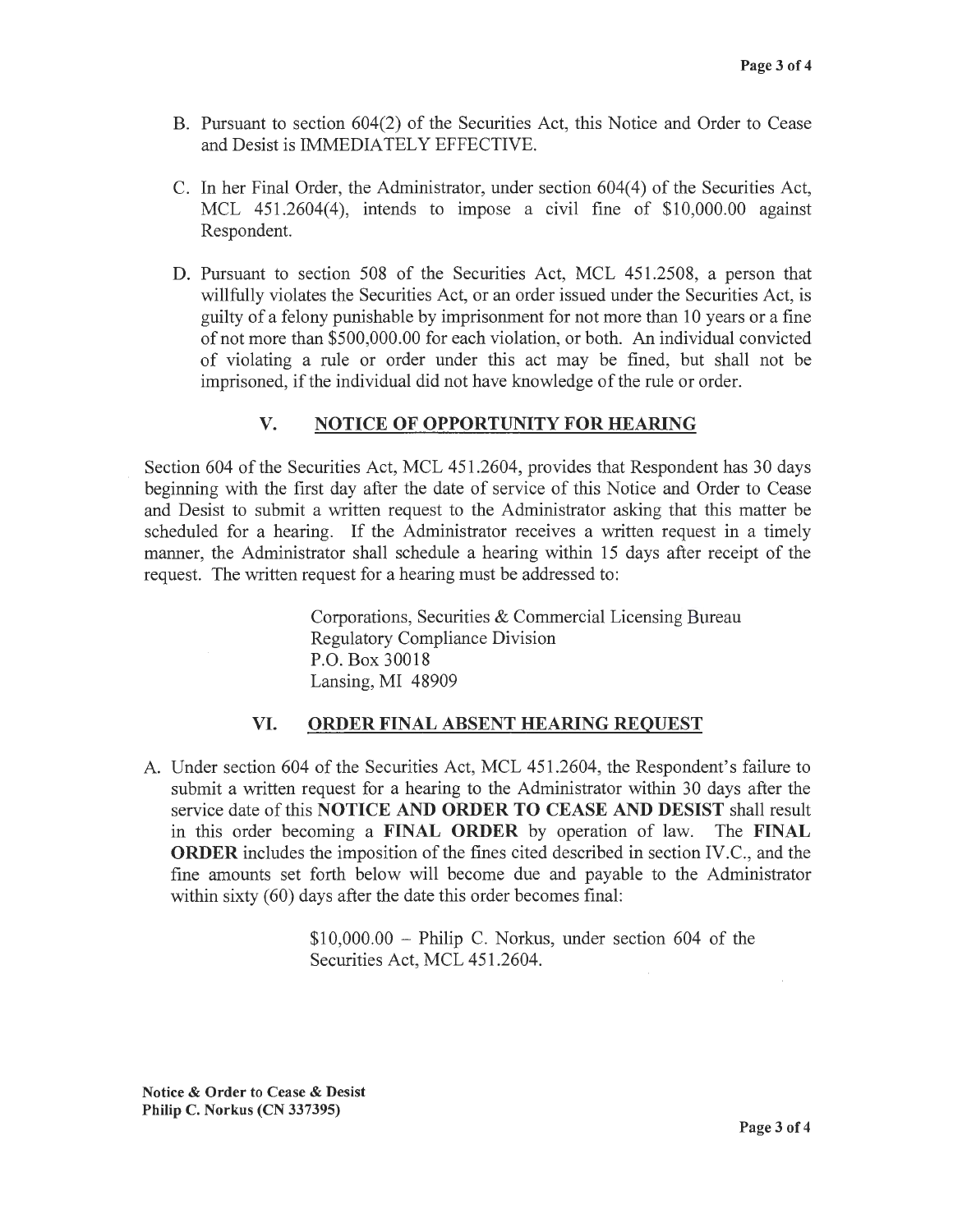B. Pursuant to section 604(2) of the Securities Act, this Notice and Order to Cease and Desist is IMMEDIATELY EFFECTIVE.

C. In her Final Order, the Administrator, under section 604(4) of the Securities Act, MCL 451.2604(4), intends to impose a civil fine of $10,000.00 against Respondent.

D. Pursuant to section 508 of the Securities Act, MCL 451.2508, a person that willfully violates the Securities Act, or an order issued under the Securities Act, is guilty of a felony punishable by imprisonment for not more than 10 years or a fine of not more than $500,000.00 for each violation, or both. An individual convicted of violating a rule or order under this act may be fined, but shall not be imprisoned, if the individual did not have knowledge of the rule or order.

## V. NOTICE OF OPPORTUNITY FOR HEARING

Section 604 of the Securities Act, MCL 451.2604, provides that Respondent has 30 days beginning with the first day after the date of service of this Notice and Order to Cease and Desist to submit a written request to the Administrator asking that this matter be scheduled for a hearing. If the Administrator receives a written request in a timely manner, the Administrator shall schedule a hearing within 15 days after receipt of the request. The written request for a hearing must be addressed to:

> Corporations, Securities & Commercial Licensing Bureau
> Regulatory Compliance Division
> P.O. Box 30018
> Lansing, MI 48909

## VI. ORDER FINAL ABSENT HEARING REQUEST

A. Under section 604 of the Securities Act, MCL 451.2604, the Respondent's failure to submit a written request for a hearing to the Administrator within 30 days after the service date of this **NOTICE AND ORDER TO CEASE AND DESIST** shall result in this order becoming a **FINAL ORDER** by operation of law. The **FINAL ORDER** includes the imposition of the fines cited described in section IV.C., and the fine amounts set forth below will become due and payable to the Administrator within sixty (60) days after the date this order becomes final:

> $10,000.00 – Philip C. Norkus, under section 604 of the Securities Act, MCL 451.2604.

**Notice & Order to Cease & Desist**
**Philip C. Norkus (CN 337395)**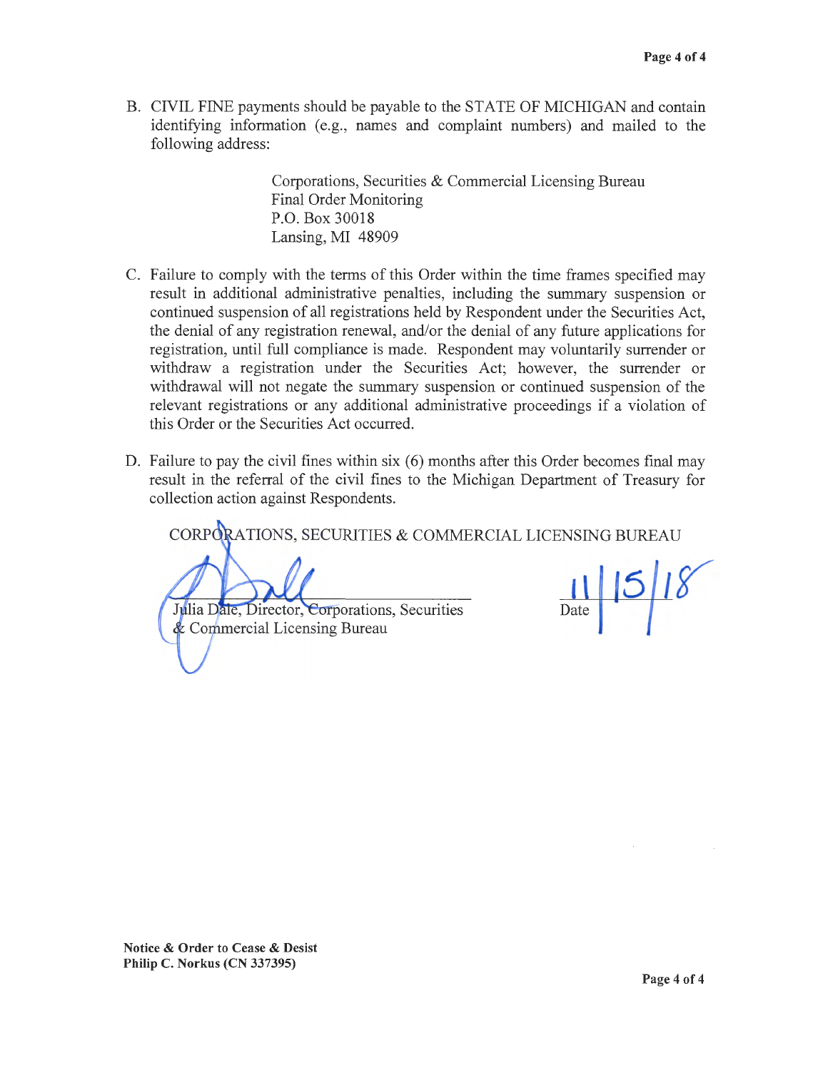B. CIVIL FINE payments should be payable to the STATE OF MICHIGAN and contain identifying information (e.g., names and complaint numbers) and mailed to the following address:

> Corporations, Securities & Commercial Licensing Bureau
> Final Order Monitoring
> P.O. Box 30018
> Lansing, MI 48909

C. Failure to comply with the terms of this Order within the time frames specified may result in additional administrative penalties, including the summary suspension or continued suspension of all registrations held by Respondent under the Securities Act, the denial of any registration renewal, and/or the denial of any future applications for registration, until full compliance is made. Respondent may voluntarily surrender or withdraw a registration under the Securities Act; however, the surrender or withdrawal will not negate the summary suspension or continued suspension of the relevant registrations or any additional administrative proceedings if a violation of this Order or the Securities Act occurred.

D. Failure to pay the civil fines within six (6) months after this Order becomes final may result in the referral of the civil fines to the Michigan Department of Treasury for collection action against Respondents.

CORPORATIONS, SECURITIES & COMMERCIAL LICENSING BUREAU

Julia Dale, Director, Corporations, Securities & Commercial Licensing Bureau

Date: 11/15/18

**Notice & Order to Cease & Desist**
**Philip C. Norkus (CN 337395)**